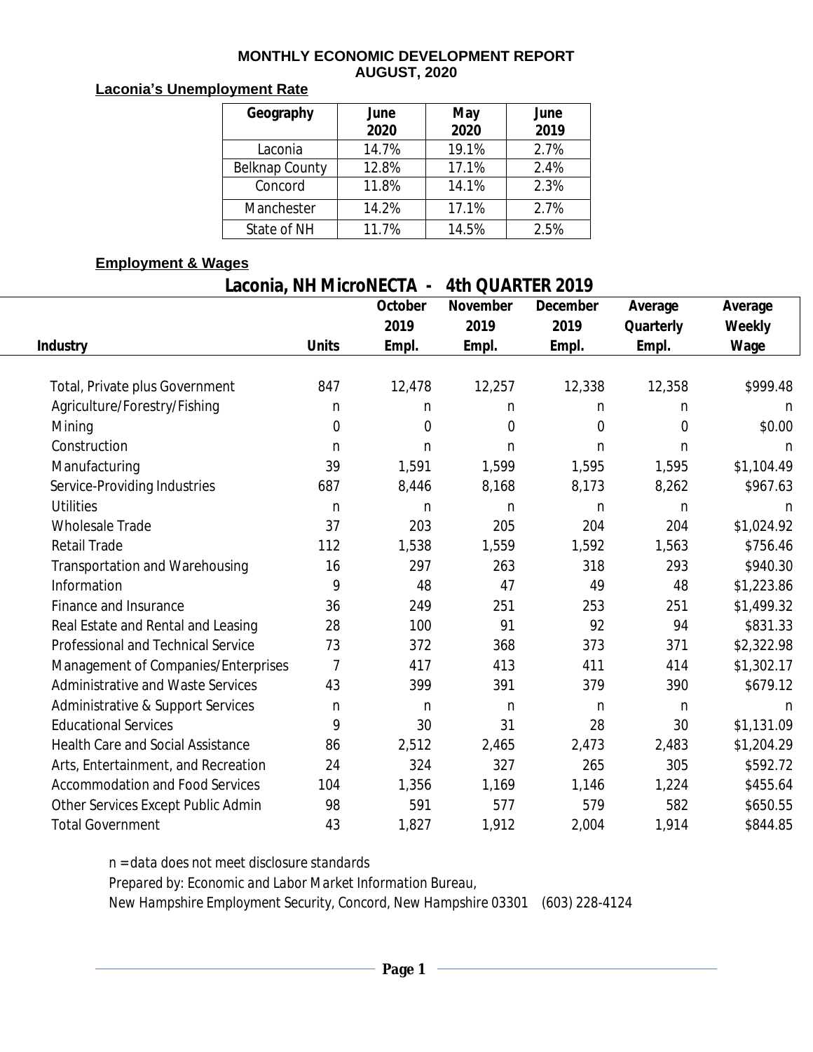# MONTHLY ECONOMIC DEVELOPMENT REPORT
## AUGUST, 2020

**Laconia's Unemployment Rate**

| Geography | June 2020 | May 2020 | June 2019 |
|---|---|---|---|
| Laconia | 14.7% | 19.1% | 2.7% |
| Belknap County | 12.8% | 17.1% | 2.4% |
| Concord | 11.8% | 14.1% | 2.3% |
| Manchester | 14.2% | 17.1% | 2.7% |
| State of NH | 11.7% | 14.5% | 2.5% |

**Employment & Wages**

### Laconia, NH MicroNECTA - 4th QUARTER 2019

| Industry | Units | October 2019 Empl. | November 2019 Empl. | December 2019 Empl. | Average Quarterly Empl. | Average Weekly Wage |
|---|---|---|---|---|---|---|
| Total, Private plus Government | 847 | 12,478 | 12,257 | 12,338 | 12,358 | $999.48 |
| Agriculture/Forestry/Fishing | n | n | n | n | n | n |
| Mining | 0 | 0 | 0 | 0 | 0 | $0.00 |
| Construction | n | n | n | n | n | n |
| Manufacturing | 39 | 1,591 | 1,599 | 1,595 | 1,595 | $1,104.49 |
| Service-Providing Industries | 687 | 8,446 | 8,168 | 8,173 | 8,262 | $967.63 |
| Utilities | n | n | n | n | n | n |
| Wholesale Trade | 37 | 203 | 205 | 204 | 204 | $1,024.92 |
| Retail Trade | 112 | 1,538 | 1,559 | 1,592 | 1,563 | $756.46 |
| Transportation and Warehousing | 16 | 297 | 263 | 318 | 293 | $940.30 |
| Information | 9 | 48 | 47 | 49 | 48 | $1,223.86 |
| Finance and Insurance | 36 | 249 | 251 | 253 | 251 | $1,499.32 |
| Real Estate and Rental and Leasing | 28 | 100 | 91 | 92 | 94 | $831.33 |
| Professional and Technical Service | 73 | 372 | 368 | 373 | 371 | $2,322.98 |
| Management of Companies/Enterprises | 7 | 417 | 413 | 411 | 414 | $1,302.17 |
| Administrative and Waste Services | 43 | 399 | 391 | 379 | 390 | $679.12 |
| Administrative & Support Services | n | n | n | n | n | n |
| Educational Services | 9 | 30 | 31 | 28 | 30 | $1,131.09 |
| Health Care and Social Assistance | 86 | 2,512 | 2,465 | 2,473 | 2,483 | $1,204.29 |
| Arts, Entertainment, and Recreation | 24 | 324 | 327 | 265 | 305 | $592.72 |
| Accommodation and Food Services | 104 | 1,356 | 1,169 | 1,146 | 1,224 | $455.64 |
| Other Services Except Public Admin | 98 | 591 | 577 | 579 | 582 | $650.55 |
| Total Government | 43 | 1,827 | 1,912 | 2,004 | 1,914 | $844.85 |

*n = data does not meet disclosure standards*

*Prepared by: Economic and Labor Market Information Bureau,*

*New Hampshire Employment Security, Concord, New Hampshire 03301 (603) 228-4124*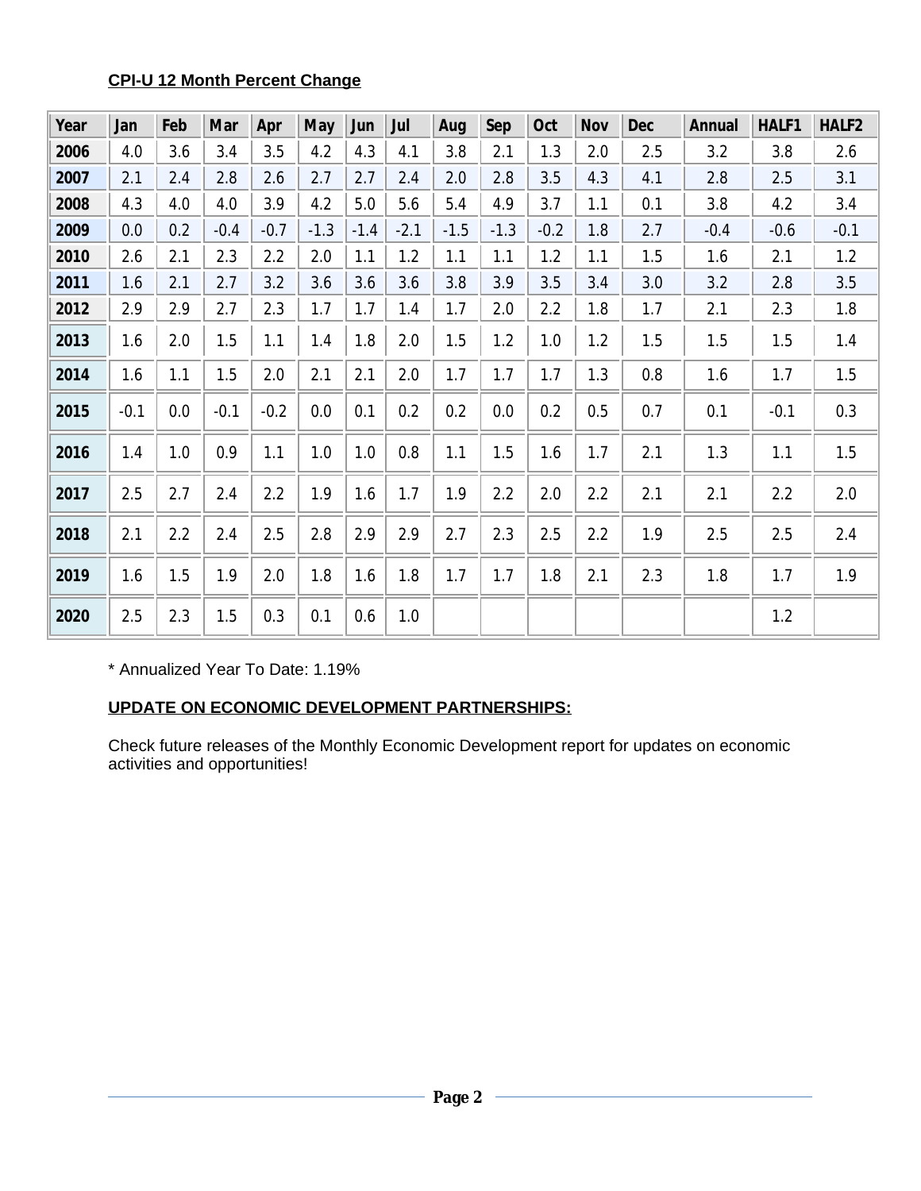**CPI-U 12 Month Percent Change**

| Year | Jan | Feb | Mar | Apr | May | Jun | Jul | Aug | Sep | Oct | Nov | Dec | Annual | HALF1 | HALF2 |
|---|---|---|---|---|---|---|---|---|---|---|---|---|---|---|---|
| 2006 | 4.0 | 3.6 | 3.4 | 3.5 | 4.2 | 4.3 | 4.1 | 3.8 | 2.1 | 1.3 | 2.0 | 2.5 | 3.2 | 3.8 | 2.6 |
| 2007 | 2.1 | 2.4 | 2.8 | 2.6 | 2.7 | 2.7 | 2.4 | 2.0 | 2.8 | 3.5 | 4.3 | 4.1 | 2.8 | 2.5 | 3.1 |
| 2008 | 4.3 | 4.0 | 4.0 | 3.9 | 4.2 | 5.0 | 5.6 | 5.4 | 4.9 | 3.7 | 1.1 | 0.1 | 3.8 | 4.2 | 3.4 |
| 2009 | 0.0 | 0.2 | -0.4 | -0.7 | -1.3 | -1.4 | -2.1 | -1.5 | -1.3 | -0.2 | 1.8 | 2.7 | -0.4 | -0.6 | -0.1 |
| 2010 | 2.6 | 2.1 | 2.3 | 2.2 | 2.0 | 1.1 | 1.2 | 1.1 | 1.1 | 1.2 | 1.1 | 1.5 | 1.6 | 2.1 | 1.2 |
| 2011 | 1.6 | 2.1 | 2.7 | 3.2 | 3.6 | 3.6 | 3.6 | 3.8 | 3.9 | 3.5 | 3.4 | 3.0 | 3.2 | 2.8 | 3.5 |
| 2012 | 2.9 | 2.9 | 2.7 | 2.3 | 1.7 | 1.7 | 1.4 | 1.7 | 2.0 | 2.2 | 1.8 | 1.7 | 2.1 | 2.3 | 1.8 |
| 2013 | 1.6 | 2.0 | 1.5 | 1.1 | 1.4 | 1.8 | 2.0 | 1.5 | 1.2 | 1.0 | 1.2 | 1.5 | 1.5 | 1.5 | 1.4 |
| 2014 | 1.6 | 1.1 | 1.5 | 2.0 | 2.1 | 2.1 | 2.0 | 1.7 | 1.7 | 1.7 | 1.3 | 0.8 | 1.6 | 1.7 | 1.5 |
| 2015 | -0.1 | 0.0 | -0.1 | -0.2 | 0.0 | 0.1 | 0.2 | 0.2 | 0.0 | 0.2 | 0.5 | 0.7 | 0.1 | -0.1 | 0.3 |
| 2016 | 1.4 | 1.0 | 0.9 | 1.1 | 1.0 | 1.0 | 0.8 | 1.1 | 1.5 | 1.6 | 1.7 | 2.1 | 1.3 | 1.1 | 1.5 |
| 2017 | 2.5 | 2.7 | 2.4 | 2.2 | 1.9 | 1.6 | 1.7 | 1.9 | 2.2 | 2.0 | 2.2 | 2.1 | 2.1 | 2.2 | 2.0 |
| 2018 | 2.1 | 2.2 | 2.4 | 2.5 | 2.8 | 2.9 | 2.9 | 2.7 | 2.3 | 2.5 | 2.2 | 1.9 | 2.5 | 2.5 | 2.4 |
| 2019 | 1.6 | 1.5 | 1.9 | 2.0 | 1.8 | 1.6 | 1.8 | 1.7 | 1.7 | 1.8 | 2.1 | 2.3 | 1.8 | 1.7 | 1.9 |
| 2020 | 2.5 | 2.3 | 1.5 | 0.3 | 0.1 | 0.6 | 1.0 | | | | | | | 1.2 | |

* Annualized Year To Date: 1.19%

**UPDATE ON ECONOMIC DEVELOPMENT PARTNERSHIPS:**

Check future releases of the Monthly Economic Development report for updates on economic activities and opportunities!